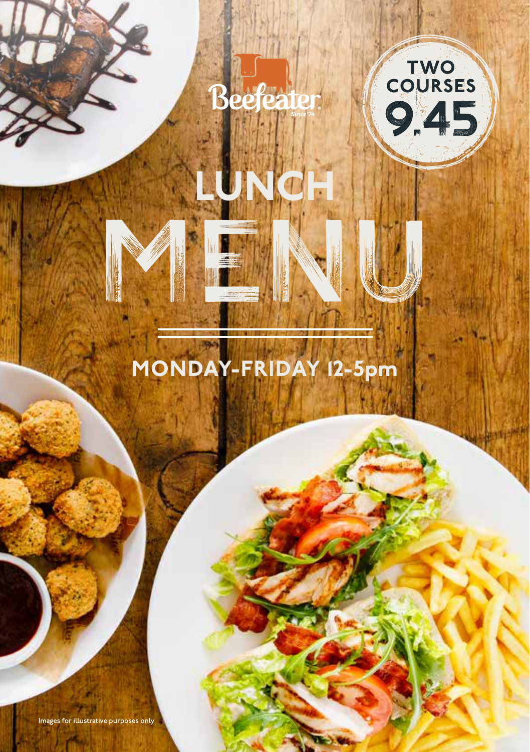Beefeater
Since '74

TWO COURSES 9.45

# LUNCH MENU

## MONDAY-FRIDAY 12-5pm

Images for illustrative purposes only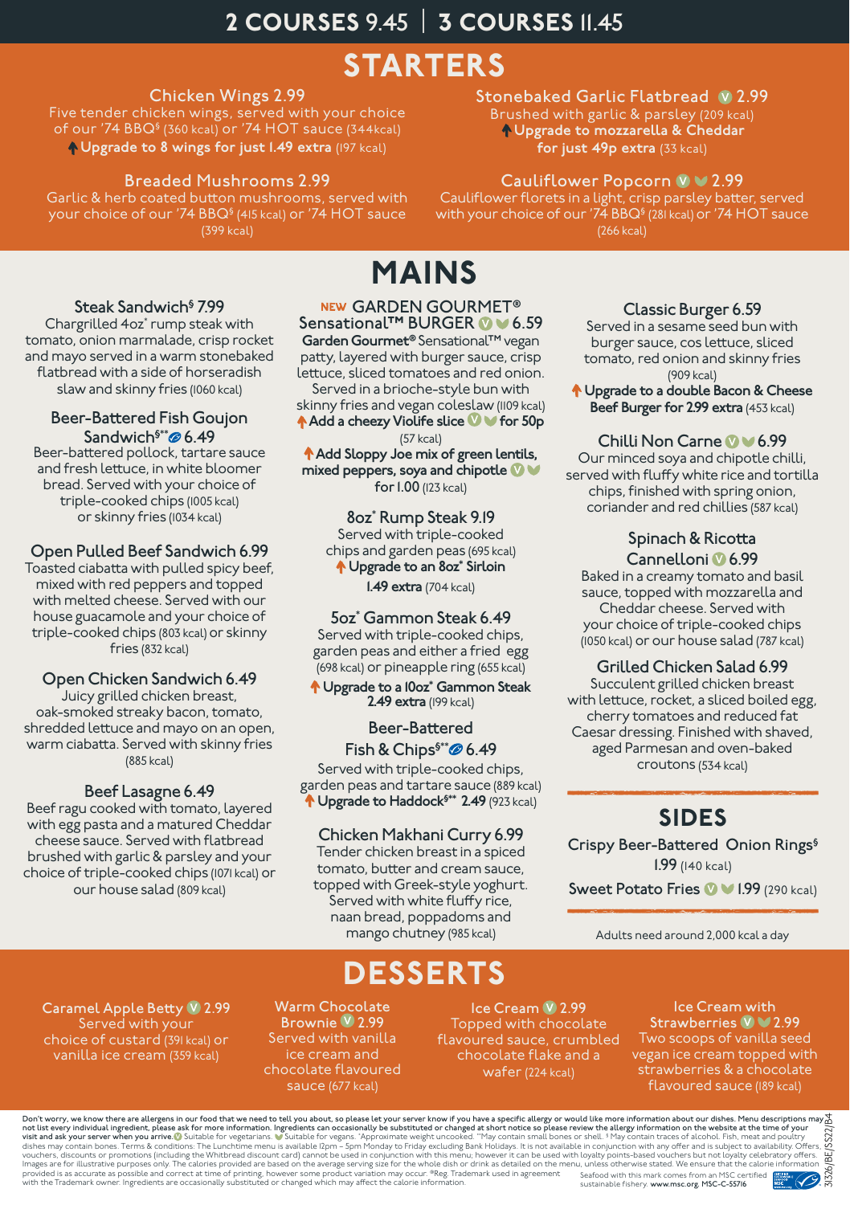# 2 COURSES 9.45 | 3 COURSES 11.45

## STARTERS

**Chicken Wings 2.99**
Five tender chicken wings, served with your choice of our '74 BBQ§ (360 kcal) or '74 HOT sauce (344kcal)
**Upgrade to 8 wings for just 1.49 extra** (197 kcal)

**Breaded Mushrooms 2.99**
Garlic & herb coated button mushrooms, served with your choice of our '74 BBQ§ (415 kcal) or '74 HOT sauce (399 kcal)

**Stonebaked Garlic Flatbread (V) 2.99**
Brushed with garlic & parsley (209 kcal)
**Upgrade to mozzarella & Cheddar for just 49p extra** (33 kcal)

**Cauliflower Popcorn (V) (VG) 2.99**
Cauliflower florets in a light, crisp parsley batter, served with your choice of our '74 BBQ§ (281 kcal) or '74 HOT sauce (266 kcal)

## MAINS

**Steak Sandwich§ 7.99**
Chargrilled 4oz* rump steak with tomato, onion marmalade, crisp rocket and mayo served in a warm stonebaked flatbread with a side of horseradish slaw and skinny fries (1060 kcal)

**Beer-Battered Fish Goujon Sandwich§** 6.49**
Beer-battered pollock, tartare sauce and fresh lettuce, in white bloomer bread. Served with your choice of triple-cooked chips (1005 kcal) or skinny fries (1034 kcal)

**Open Pulled Beef Sandwich 6.99**
Toasted ciabatta with pulled spicy beef, mixed with red peppers and topped with melted cheese. Served with our house guacamole and your choice of triple-cooked chips (803 kcal) or skinny fries (832 kcal)

**Open Chicken Sandwich 6.49**
Juicy grilled chicken breast, oak-smoked streaky bacon, tomato, shredded lettuce and mayo on an open, warm ciabatta. Served with skinny fries (885 kcal)

**Beef Lasagne 6.49**
Beef ragu cooked with tomato, layered with egg pasta and a matured Cheddar cheese sauce. Served with flatbread brushed with garlic & parsley and your choice of triple-cooked chips (1071 kcal) or our house salad (809 kcal)

**NEW GARDEN GOURMET® Sensational™ BURGER (V) (VG) 6.59**
**Garden Gourmet®** Sensational™ vegan patty, layered with burger sauce, crisp lettuce, sliced tomatoes and red onion. Served in a brioche-style bun with skinny fries and vegan coleslaw (1109 kcal)
**Add a cheezy Violife slice (V) (VG) for 50p** (57 kcal)
**Add Sloppy Joe mix of green lentils, mixed peppers, soya and chipotle (V) (VG) for 1.00** (123 kcal)

**8oz* Rump Steak 9.19**
Served with triple-cooked chips and garden peas (695 kcal)
**Upgrade to an 8oz* Sirloin 1.49 extra** (704 kcal)

**5oz* Gammon Steak 6.49**
Served with triple-cooked chips, garden peas and either a fried egg (698 kcal) or pineapple ring (655 kcal)
**Upgrade to a 10oz* Gammon Steak 2.49 extra** (199 kcal)

**Beer-Battered Fish & Chips§** 6.49**
Served with triple-cooked chips, garden peas and tartare sauce (889 kcal)
**Upgrade to Haddock§** 2.49** (923 kcal)

**Chicken Makhani Curry 6.99**
Tender chicken breast in a spiced tomato, butter and cream sauce, topped with Greek-style yoghurt. Served with white fluffy rice, naan bread, poppadoms and mango chutney (985 kcal)

**Classic Burger 6.59**
Served in a sesame seed bun with burger sauce, cos lettuce, sliced tomato, red onion and skinny fries (909 kcal)
**Upgrade to a double Bacon & Cheese Beef Burger for 2.99 extra** (453 kcal)

**Chilli Non Carne (V) (VG) 6.99**
Our minced soya and chipotle chilli, served with fluffy white rice and tortilla chips, finished with spring onion, coriander and red chillies (587 kcal)

**Spinach & Ricotta Cannelloni (V) 6.99**
Baked in a creamy tomato and basil sauce, topped with mozzarella and Cheddar cheese. Served with your choice of triple-cooked chips (1050 kcal) or our house salad (787 kcal)

**Grilled Chicken Salad 6.99**
Succulent grilled chicken breast with lettuce, rocket, a sliced boiled egg, cherry tomatoes and reduced fat Caesar dressing. Finished with shaved, aged Parmesan and oven-baked croutons (534 kcal)

## SIDES

**Crispy Beer-Battered Onion Rings§ 1.99** (140 kcal)

**Sweet Potato Fries (V) (VG) 1.99** (290 kcal)

Adults need around 2,000 kcal a day

## DESSERTS

**Caramel Apple Betty (V) 2.99**
Served with your choice of custard (391 kcal) or vanilla ice cream (359 kcal)

**Warm Chocolate Brownie (V) 2.99**
Served with vanilla ice cream and chocolate flavoured sauce (677 kcal)

**Ice Cream (V) 2.99**
Topped with chocolate flavoured sauce, crumbled chocolate flake and a wafer (224 kcal)

**Ice Cream with Strawberries (V) (VG) 2.99**
Two scoops of vanilla seed vegan ice cream topped with strawberries & a chocolate flavoured sauce (189 kcal)

Don't worry, we know there are allergens in our food that we need to tell you about, so please let your server know if you have a specific allergy or would like more information about our dishes. Menu descriptions may not list every individual ingredient, please ask for more information. Ingredients can occasionally be substituted or changed at short notice so please review the allergy information on the website at the time of your visit and ask your server when you arrive. (V) Suitable for vegetarians. (VG) Suitable for vegans. *Approximate weight uncooked. **May contain small bones or shell. § May contain traces of alcohol. Fish, meat and poultry dishes may contain bones. Terms & conditions: The Lunchtime menu is available 12pm – 5pm Monday to Friday excluding Bank Holidays. It is not available in conjunction with any offer and is subject to availability. Offers, vouchers, discounts or promotions (including the Whitbread discount card) cannot be used in conjunction with this menu; however it can be used with loyalty points-based vouchers but not loyalty celebratory offers. Images are for illustrative purposes only. The calories provided are based on the average serving size for the whole dish or drink as detailed on the menu, unless otherwise stated. We ensure that the calorie information provided is as accurate as possible and correct at time of printing, however some product variation may occur. ®Reg. Trademark used in agreement with the Trademark owner. Ingredients are occasionally substituted or changed which may affect the calorie information.

Seafood with this mark comes from an MSC certified sustainable fishery. www.msc.org. MSC-C-55716

3I326/BE/S22/B4